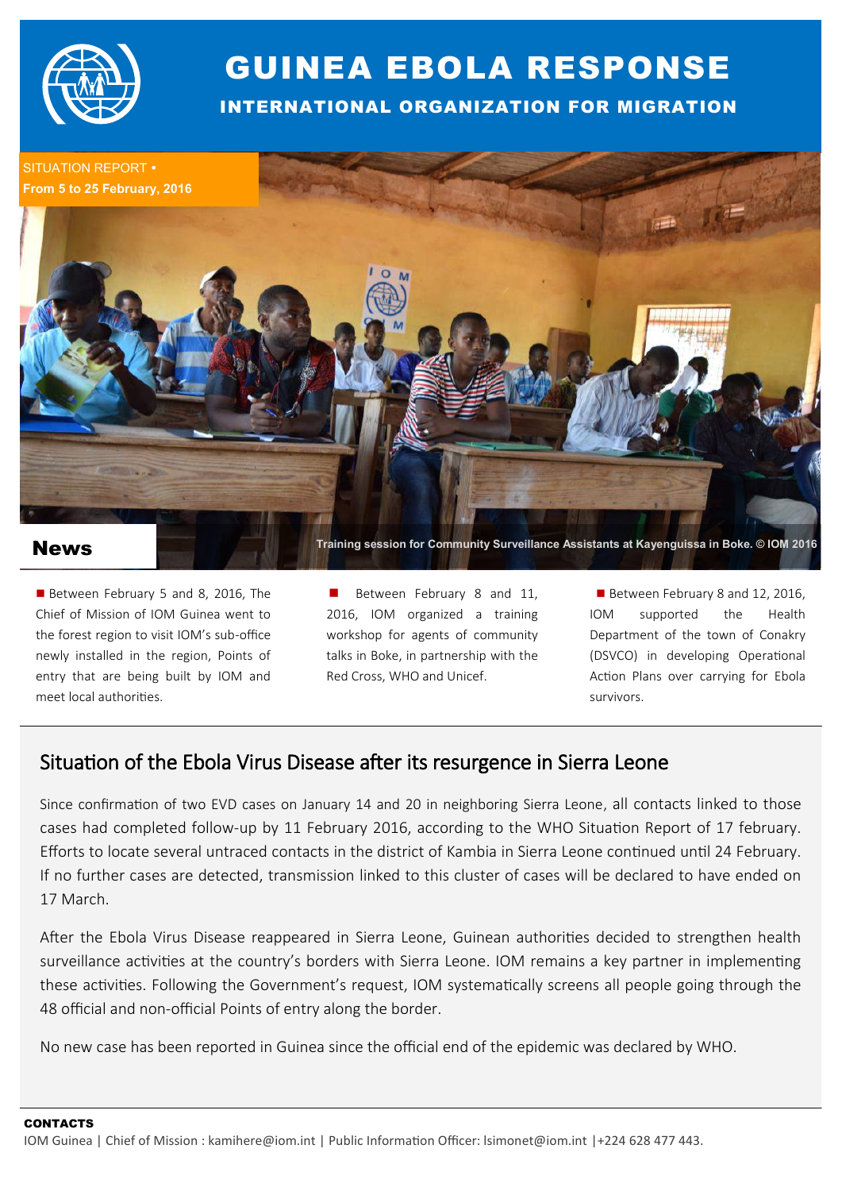# GUINEA EBOLA RESPONSE

## INTERNATIONAL ORGANIZATION FOR MIGRATION

SITUATION REPORT •
**From 5 to 25 February, 2016**

Training session for Community Surveillance Assistants at Kayenguissa in Boke. © IOM 2016

## News

- Between February 5 and 8, 2016, The Chief of Mission of IOM Guinea went to the forest region to visit IOM's sub-office newly installed in the region, Points of entry that are being built by IOM and meet local authorities.
- Between February 8 and 11, 2016, IOM organized a training workshop for agents of community talks in Boke, in partnership with the Red Cross, WHO and Unicef.
- Between February 8 and 12, 2016, IOM supported the Health Department of the town of Conakry (DSVCO) in developing Operational Action Plans over carrying for Ebola survivors.

## Situation of the Ebola Virus Disease after its resurgence in Sierra Leone

Since confirmation of two EVD cases on January 14 and 20 in neighboring Sierra Leone, all contacts linked to those cases had completed follow-up by 11 February 2016, according to the WHO Situation Report of 17 february. Efforts to locate several untraced contacts in the district of Kambia in Sierra Leone continued until 24 February. If no further cases are detected, transmission linked to this cluster of cases will be declared to have ended on 17 March.

After the Ebola Virus Disease reappeared in Sierra Leone, Guinean authorities decided to strengthen health surveillance activities at the country's borders with Sierra Leone. IOM remains a key partner in implementing these activities. Following the Government's request, IOM systematically screens all people going through the 48 official and non-official Points of entry along the border.

No new case has been reported in Guinea since the official end of the epidemic was declared by WHO.

**CONTACTS**

IOM Guinea | Chief of Mission : kamihere@iom.int | Public Information Officer: lsimonet@iom.int |+224 628 477 443.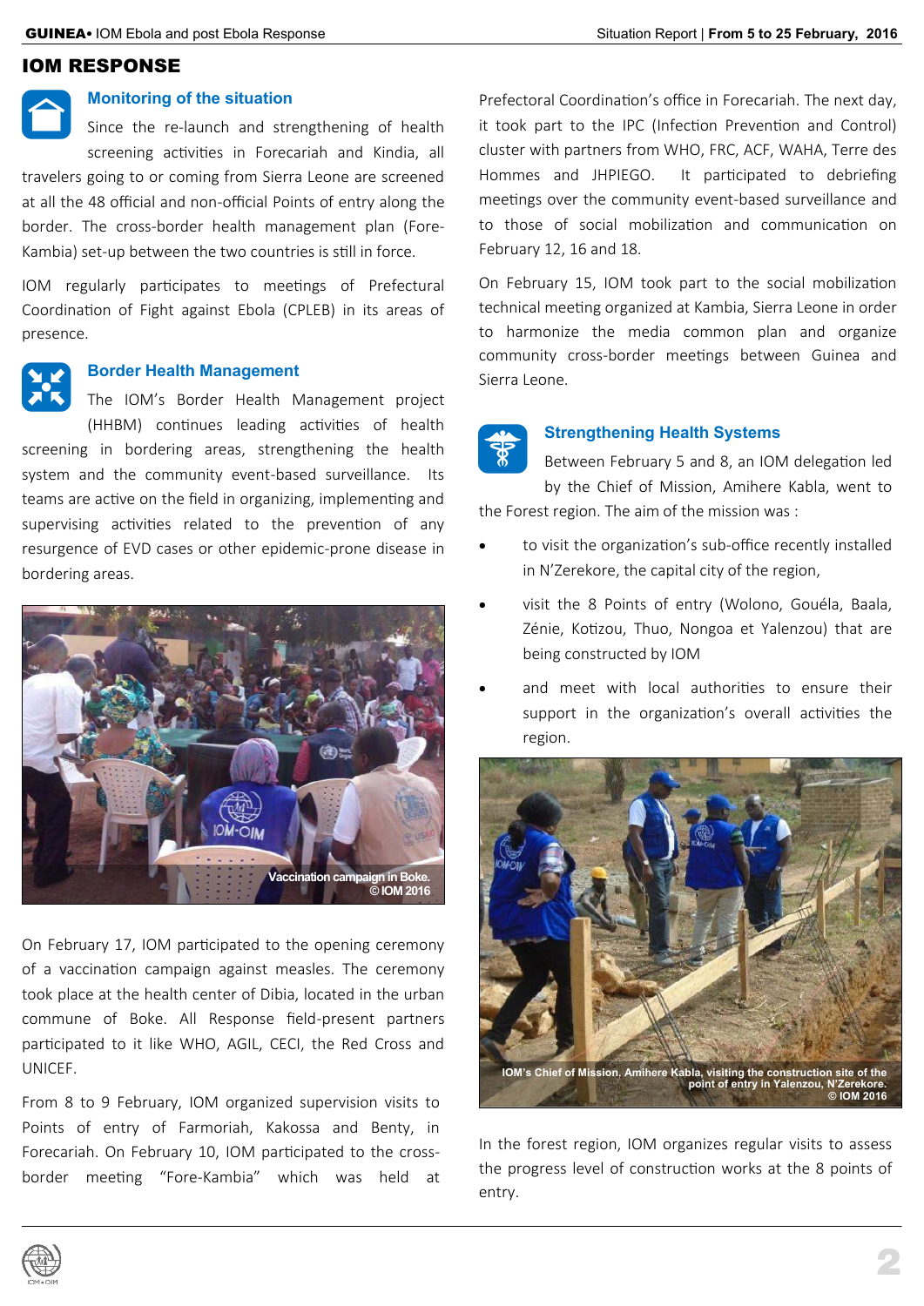# IOM RESPONSE

## Monitoring of the situation

Since the re-launch and strengthening of health screening activities in Forecariah and Kindia, all travelers going to or coming from Sierra Leone are screened at all the 48 official and non-official Points of entry along the border. The cross-border health management plan (Fore-Kambia) set-up between the two countries is still in force.

IOM regularly participates to meetings of Prefectural Coordination of Fight against Ebola (CPLEB) in its areas of presence.

## Border Health Management

The IOM's Border Health Management project (HHBM) continues leading activities of health screening in bordering areas, strengthening the health system and the community event-based surveillance. Its teams are active on the field in organizing, implementing and supervising activities related to the prevention of any resurgence of EVD cases or other epidemic-prone disease in bordering areas.

Vaccination campaign in Boke. © IOM 2016

On February 17, IOM participated to the opening ceremony of a vaccination campaign against measles. The ceremony took place at the health center of Dibia, located in the urban commune of Boke. All Response field-present partners participated to it like WHO, AGIL, CECI, the Red Cross and UNICEF.

From 8 to 9 February, IOM organized supervision visits to Points of entry of Farmoriah, Kakossa and Benty, in Forecariah. On February 10, IOM participated to the cross-border meeting "Fore-Kambia" which was held at Prefectoral Coordination's office in Forecariah. The next day, it took part to the IPC (Infection Prevention and Control) cluster with partners from WHO, FRC, ACF, WAHA, Terre des Hommes and JHPIEGO. It participated to debriefing meetings over the community event-based surveillance and to those of social mobilization and communication on February 12, 16 and 18.

On February 15, IOM took part to the social mobilization technical meeting organized at Kambia, Sierra Leone in order to harmonize the media common plan and organize community cross-border meetings between Guinea and Sierra Leone.

## Strengthening Health Systems

Between February 5 and 8, an IOM delegation led by the Chief of Mission, Amihere Kabla, went to the Forest region. The aim of the mission was :

- to visit the organization's sub-office recently installed in N'Zerekore, the capital city of the region,
- visit the 8 Points of entry (Wolono, Gouéla, Baala, Zénie, Kotizou, Thuo, Nongoa et Yalenzou) that are being constructed by IOM
- and meet with local authorities to ensure their support in the organization's overall activities the region.

IOM's Chief of Mission, Amihere Kabla, visiting the construction site of the point of entry in Yalenzou, N'Zerekore. © IOM 2016

In the forest region, IOM organizes regular visits to assess the progress level of construction works at the 8 points of entry.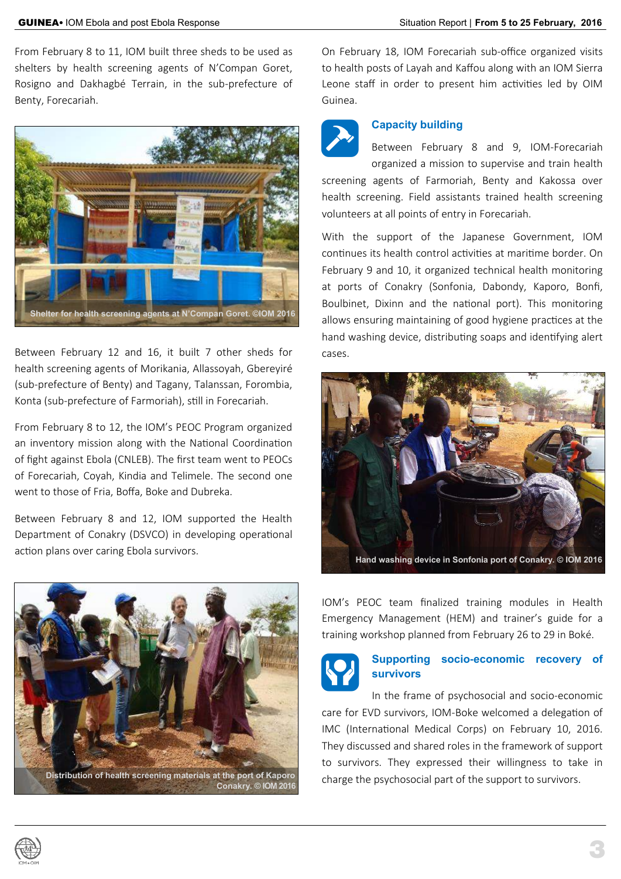From February 8 to 11, IOM built three sheds to be used as shelters by health screening agents of N'Compan Goret, Rosigno and Dakhagbé Terrain, in the sub-prefecture of Benty, Forecariah.

Shelter for health screening agents at N'Compan Goret. ©IOM 2016

Between February 12 and 16, it built 7 other sheds for health screening agents of Morikania, Allassoyah, Gbereyiré (sub-prefecture of Benty) and Tagany, Talanssan, Forombia, Konta (sub-prefecture of Farmoriah), still in Forecariah.

From February 8 to 12, the IOM's PEOC Program organized an inventory mission along with the National Coordination of fight against Ebola (CNLEB). The first team went to PEOCs of Forecariah, Coyah, Kindia and Telimele. The second one went to those of Fria, Boffa, Boke and Dubreka.

Between February 8 and 12, IOM supported the Health Department of Conakry (DSVCO) in developing operational action plans over caring Ebola survivors.

Distribution of health screening materials at the port of Kaporo Conakry. © IOM 2016

On February 18, IOM Forecariah sub-office organized visits to health posts of Layah and Kaffou along with an IOM Sierra Leone staff in order to present him activities led by OIM Guinea.

## Capacity building

Between February 8 and 9, IOM-Forecariah organized a mission to supervise and train health screening agents of Farmoriah, Benty and Kakossa over health screening. Field assistants trained health screening volunteers at all points of entry in Forecariah.

With the support of the Japanese Government, IOM continues its health control activities at maritime border. On February 9 and 10, it organized technical health monitoring at ports of Conakry (Sonfonia, Dabondy, Kaporo, Bonfi, Boulbinet, Dixinn and the national port). This monitoring allows ensuring maintaining of good hygiene practices at the hand washing device, distributing soaps and identifying alert cases.

Hand washing device in Sonfonia port of Conakry. © IOM 2016

IOM's PEOC team finalized training modules in Health Emergency Management (HEM) and trainer's guide for a training workshop planned from February 26 to 29 in Boké.

## Supporting socio-economic recovery of survivors

In the frame of psychosocial and socio-economic care for EVD survivors, IOM-Boke welcomed a delegation of IMC (International Medical Corps) on February 10, 2016. They discussed and shared roles in the framework of support to survivors. They expressed their willingness to take in charge the psychosocial part of the support to survivors.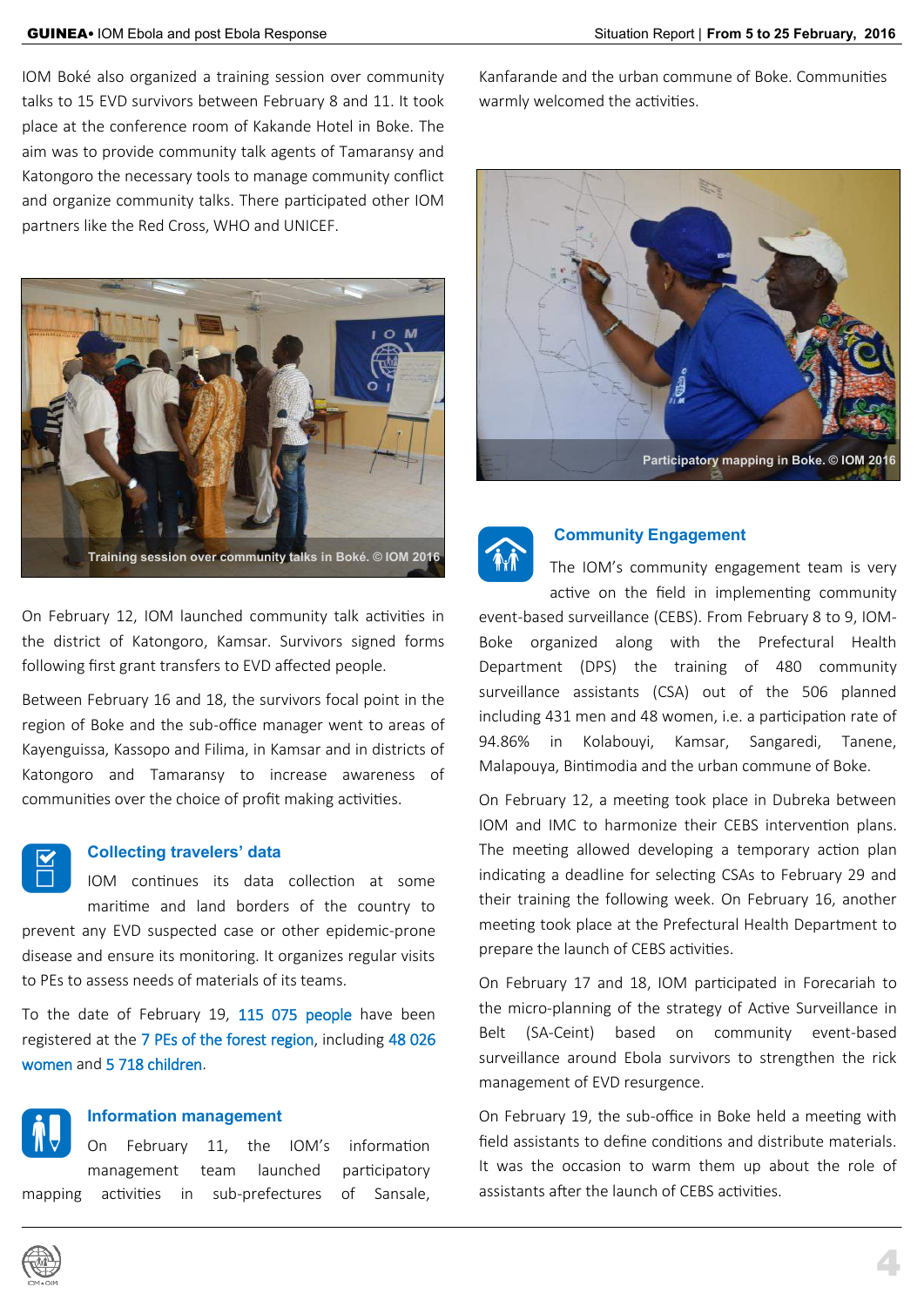IOM Boké also organized a training session over community talks to 15 EVD survivors between February 8 and 11. It took place at the conference room of Kakande Hotel in Boke. The aim was to provide community talk agents of Tamaransy and Katongoro the necessary tools to manage community conflict and organize community talks. There participated other IOM partners like the Red Cross, WHO and UNICEF.

Training session over community talks in Boké. © IOM 2016

On February 12, IOM launched community talk activities in the district of Katongoro, Kamsar. Survivors signed forms following first grant transfers to EVD affected people.

Between February 16 and 18, the survivors focal point in the region of Boke and the sub-office manager went to areas of Kayenguissa, Kassopo and Filima, in Kamsar and in districts of Katongoro and Tamaransy to increase awareness of communities over the choice of profit making activities.

## Collecting travelers' data

IOM continues its data collection at some maritime and land borders of the country to prevent any EVD suspected case or other epidemic-prone disease and ensure its monitoring. It organizes regular visits to PEs to assess needs of materials of its teams.

To the date of February 19, 115 075 people have been registered at the 7 PEs of the forest region, including 48 026 women and 5 718 children.

## Information management

On February 11, the IOM's information management team launched participatory mapping activities in sub-prefectures of Sansale, Kanfarande and the urban commune of Boke. Communities warmly welcomed the activities.

Participatory mapping in Boke. © IOM 2016

## Community Engagement

The IOM's community engagement team is very active on the field in implementing community event-based surveillance (CEBS). From February 8 to 9, IOM-Boke organized along with the Prefectural Health Department (DPS) the training of 480 community surveillance assistants (CSA) out of the 506 planned including 431 men and 48 women, i.e. a participation rate of 94.86% in Kolabouyi, Kamsar, Sangaredi, Tanene, Malapouya, Bintimodia and the urban commune of Boke.

On February 12, a meeting took place in Dubreka between IOM and IMC to harmonize their CEBS intervention plans. The meeting allowed developing a temporary action plan indicating a deadline for selecting CSAs to February 29 and their training the following week. On February 16, another meeting took place at the Prefectural Health Department to prepare the launch of CEBS activities.

On February 17 and 18, IOM participated in Forecariah to the micro-planning of the strategy of Active Surveillance in Belt (SA-Ceint) based on community event-based surveillance around Ebola survivors to strengthen the rick management of EVD resurgence.

On February 19, the sub-office in Boke held a meeting with field assistants to define conditions and distribute materials. It was the occasion to warm them up about the role of assistants after the launch of CEBS activities.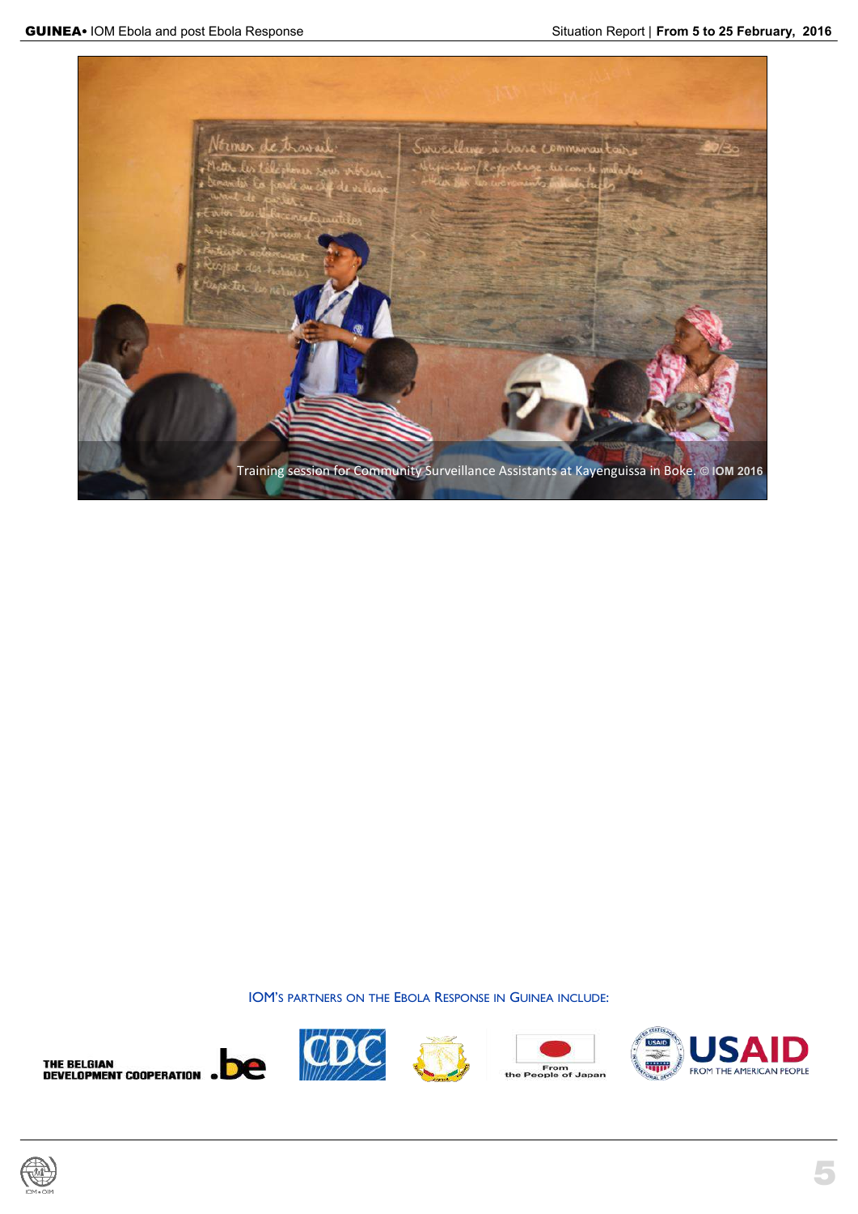Training session for Community Surveillance Assistants at Kayenguissa in Boke. © IOM 2016

IOM'S PARTNERS ON THE EBOLA RESPONSE IN GUINEA INCLUDE:

THE BELGIAN DEVELOPMENT COOPERATION .be

CDC

From the People of Japan

USAID FROM THE AMERICAN PEOPLE